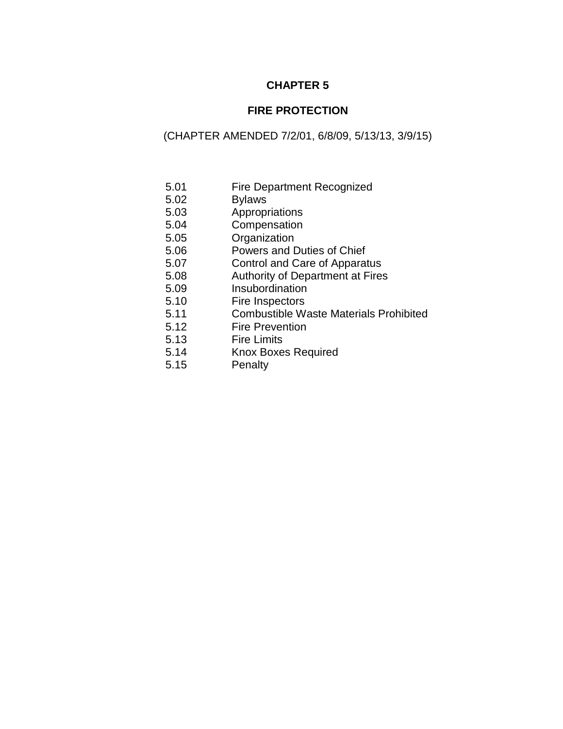# CHAPTER 5

## FIRE PROTECTION

(CHAPTER AMENDED 7/2/01, 6/8/09, 5/13/13, 3/9/15)

| | |
|---|---|
| 5.01 | Fire Department Recognized |
| 5.02 | Bylaws |
| 5.03 | Appropriations |
| 5.04 | Compensation |
| 5.05 | Organization |
| 5.06 | Powers and Duties of Chief |
| 5.07 | Control and Care of Apparatus |
| 5.08 | Authority of Department at Fires |
| 5.09 | Insubordination |
| 5.10 | Fire Inspectors |
| 5.11 | Combustible Waste Materials Prohibited |
| 5.12 | Fire Prevention |
| 5.13 | Fire Limits |
| 5.14 | Knox Boxes Required |
| 5.15 | Penalty |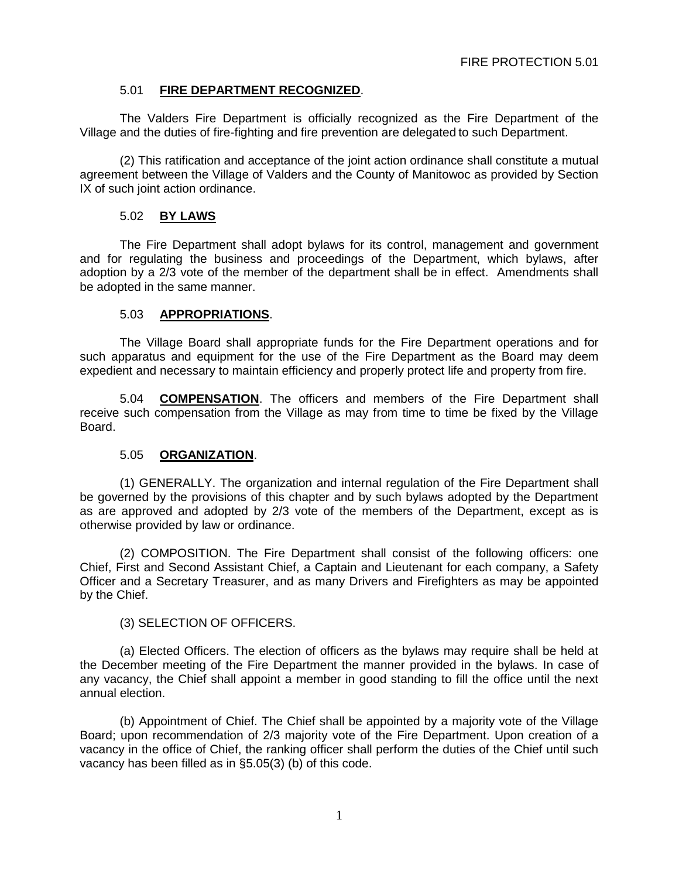## 5.01 **FIRE DEPARTMENT RECOGNIZED**.

The Valders Fire Department is officially recognized as the Fire Department of the Village and the duties of fire-fighting and fire prevention are delegated to such Department.

(2) This ratification and acceptance of the joint action ordinance shall constitute a mutual agreement between the Village of Valders and the County of Manitowoc as provided by Section IX of such joint action ordinance.

## 5.02 **BY LAWS**

The Fire Department shall adopt bylaws for its control, management and government and for regulating the business and proceedings of the Department, which bylaws, after adoption by a 2/3 vote of the member of the department shall be in effect. Amendments shall be adopted in the same manner.

## 5.03 **APPROPRIATIONS**.

The Village Board shall appropriate funds for the Fire Department operations and for such apparatus and equipment for the use of the Fire Department as the Board may deem expedient and necessary to maintain efficiency and properly protect life and property from fire.

5.04 **COMPENSATION**. The officers and members of the Fire Department shall receive such compensation from the Village as may from time to time be fixed by the Village Board.

## 5.05 **ORGANIZATION**.

(1) GENERALLY. The organization and internal regulation of the Fire Department shall be governed by the provisions of this chapter and by such bylaws adopted by the Department as are approved and adopted by 2/3 vote of the members of the Department, except as is otherwise provided by law or ordinance.

(2) COMPOSITION. The Fire Department shall consist of the following officers: one Chief, First and Second Assistant Chief, a Captain and Lieutenant for each company, a Safety Officer and a Secretary Treasurer, and as many Drivers and Firefighters as may be appointed by the Chief.

(3) SELECTION OF OFFICERS.

(a) Elected Officers. The election of officers as the bylaws may require shall be held at the December meeting of the Fire Department the manner provided in the bylaws. In case of any vacancy, the Chief shall appoint a member in good standing to fill the office until the next annual election.

(b) Appointment of Chief. The Chief shall be appointed by a majority vote of the Village Board; upon recommendation of 2/3 majority vote of the Fire Department. Upon creation of a vacancy in the office of Chief, the ranking officer shall perform the duties of the Chief until such vacancy has been filled as in §5.05(3) (b) of this code.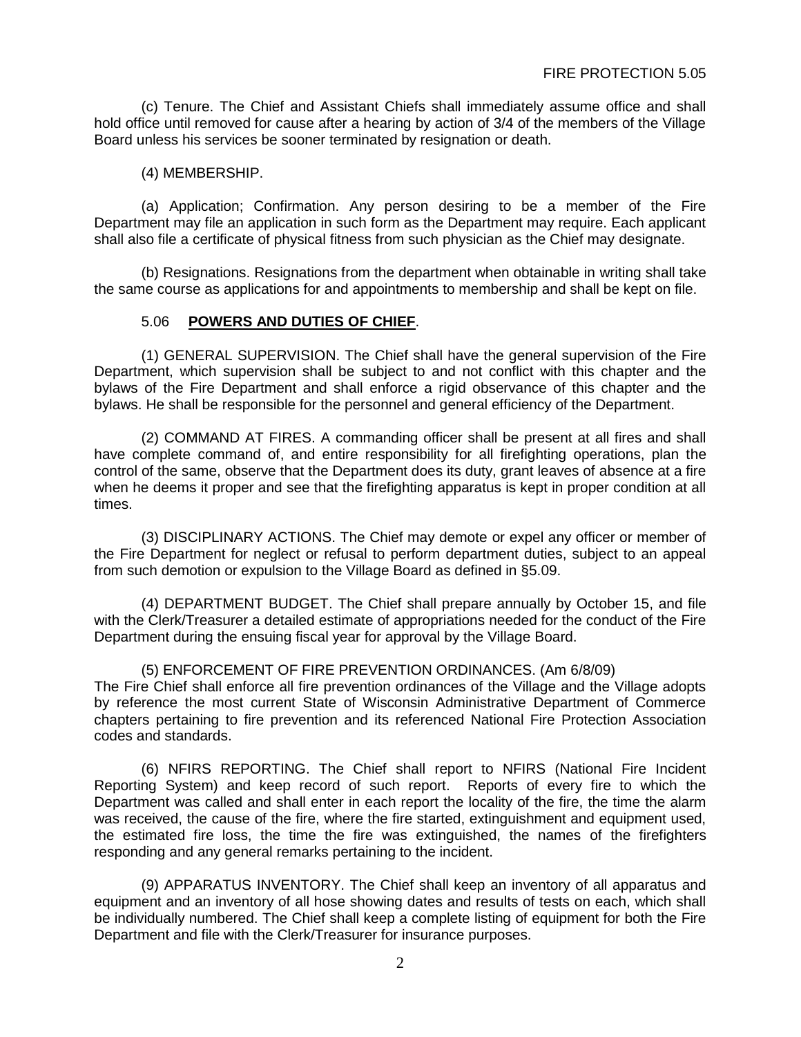(c) Tenure. The Chief and Assistant Chiefs shall immediately assume office and shall hold office until removed for cause after a hearing by action of 3/4 of the members of the Village Board unless his services be sooner terminated by resignation or death.

(4) MEMBERSHIP.

(a) Application; Confirmation. Any person desiring to be a member of the Fire Department may file an application in such form as the Department may require. Each applicant shall also file a certificate of physical fitness from such physician as the Chief may designate.

(b) Resignations. Resignations from the department when obtainable in writing shall take the same course as applications for and appointments to membership and shall be kept on file.

## 5.06 **POWERS AND DUTIES OF CHIEF**.

(1) GENERAL SUPERVISION. The Chief shall have the general supervision of the Fire Department, which supervision shall be subject to and not conflict with this chapter and the bylaws of the Fire Department and shall enforce a rigid observance of this chapter and the bylaws. He shall be responsible for the personnel and general efficiency of the Department.

(2) COMMAND AT FIRES. A commanding officer shall be present at all fires and shall have complete command of, and entire responsibility for all firefighting operations, plan the control of the same, observe that the Department does its duty, grant leaves of absence at a fire when he deems it proper and see that the firefighting apparatus is kept in proper condition at all times.

(3) DISCIPLINARY ACTIONS. The Chief may demote or expel any officer or member of the Fire Department for neglect or refusal to perform department duties, subject to an appeal from such demotion or expulsion to the Village Board as defined in §5.09.

(4) DEPARTMENT BUDGET. The Chief shall prepare annually by October 15, and file with the Clerk/Treasurer a detailed estimate of appropriations needed for the conduct of the Fire Department during the ensuing fiscal year for approval by the Village Board.

(5) ENFORCEMENT OF FIRE PREVENTION ORDINANCES. (Am 6/8/09)
The Fire Chief shall enforce all fire prevention ordinances of the Village and the Village adopts by reference the most current State of Wisconsin Administrative Department of Commerce chapters pertaining to fire prevention and its referenced National Fire Protection Association codes and standards.

(6) NFIRS REPORTING. The Chief shall report to NFIRS (National Fire Incident Reporting System) and keep record of such report. Reports of every fire to which the Department was called and shall enter in each report the locality of the fire, the time the alarm was received, the cause of the fire, where the fire started, extinguishment and equipment used, the estimated fire loss, the time the fire was extinguished, the names of the firefighters responding and any general remarks pertaining to the incident.

(9) APPARATUS INVENTORY. The Chief shall keep an inventory of all apparatus and equipment and an inventory of all hose showing dates and results of tests on each, which shall be individually numbered. The Chief shall keep a complete listing of equipment for both the Fire Department and file with the Clerk/Treasurer for insurance purposes.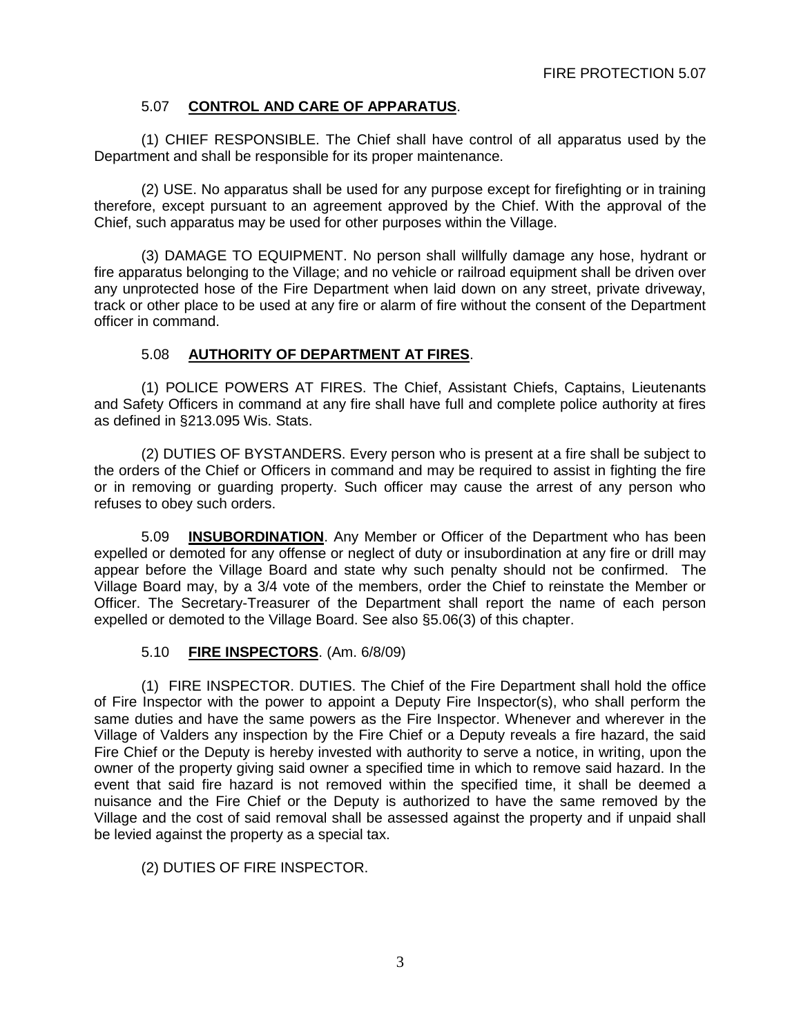5.07 **CONTROL AND CARE OF APPARATUS**.

(1) CHIEF RESPONSIBLE. The Chief shall have control of all apparatus used by the Department and shall be responsible for its proper maintenance.

(2) USE. No apparatus shall be used for any purpose except for firefighting or in training therefore, except pursuant to an agreement approved by the Chief. With the approval of the Chief, such apparatus may be used for other purposes within the Village.

(3) DAMAGE TO EQUIPMENT. No person shall willfully damage any hose, hydrant or fire apparatus belonging to the Village; and no vehicle or railroad equipment shall be driven over any unprotected hose of the Fire Department when laid down on any street, private driveway, track or other place to be used at any fire or alarm of fire without the consent of the Department officer in command.

5.08 **AUTHORITY OF DEPARTMENT AT FIRES**.

(1) POLICE POWERS AT FIRES. The Chief, Assistant Chiefs, Captains, Lieutenants and Safety Officers in command at any fire shall have full and complete police authority at fires as defined in §213.095 Wis. Stats.

(2) DUTIES OF BYSTANDERS. Every person who is present at a fire shall be subject to the orders of the Chief or Officers in command and may be required to assist in fighting the fire or in removing or guarding property. Such officer may cause the arrest of any person who refuses to obey such orders.

5.09 **INSUBORDINATION**. Any Member or Officer of the Department who has been expelled or demoted for any offense or neglect of duty or insubordination at any fire or drill may appear before the Village Board and state why such penalty should not be confirmed. The Village Board may, by a 3/4 vote of the members, order the Chief to reinstate the Member or Officer. The Secretary-Treasurer of the Department shall report the name of each person expelled or demoted to the Village Board. See also §5.06(3) of this chapter.

5.10 **FIRE INSPECTORS**. (Am. 6/8/09)

(1) FIRE INSPECTOR. DUTIES. The Chief of the Fire Department shall hold the office of Fire Inspector with the power to appoint a Deputy Fire Inspector(s), who shall perform the same duties and have the same powers as the Fire Inspector. Whenever and wherever in the Village of Valders any inspection by the Fire Chief or a Deputy reveals a fire hazard, the said Fire Chief or the Deputy is hereby invested with authority to serve a notice, in writing, upon the owner of the property giving said owner a specified time in which to remove said hazard. In the event that said fire hazard is not removed within the specified time, it shall be deemed a nuisance and the Fire Chief or the Deputy is authorized to have the same removed by the Village and the cost of said removal shall be assessed against the property and if unpaid shall be levied against the property as a special tax.

(2) DUTIES OF FIRE INSPECTOR.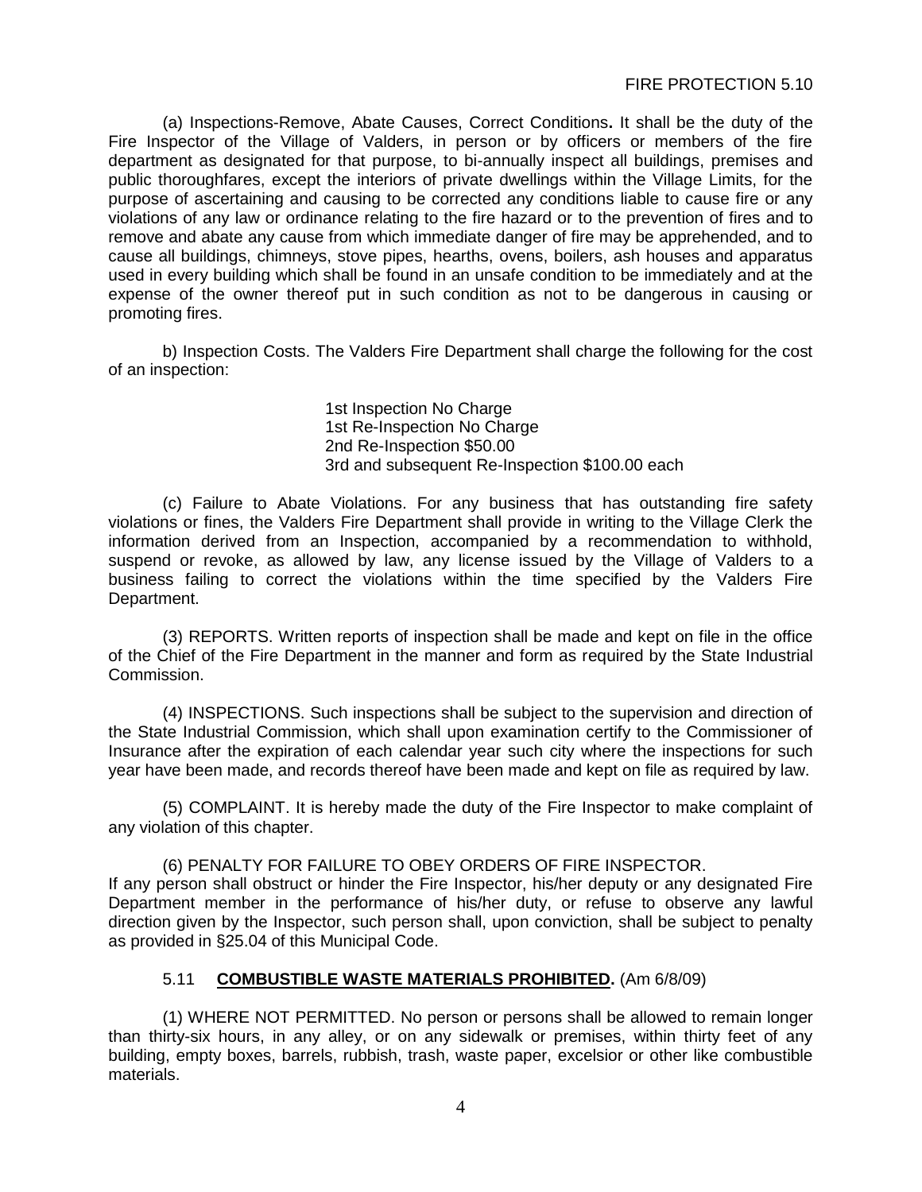(a) Inspections-Remove, Abate Causes, Correct Conditions**.** It shall be the duty of the Fire Inspector of the Village of Valders, in person or by officers or members of the fire department as designated for that purpose, to bi-annually inspect all buildings, premises and public thoroughfares, except the interiors of private dwellings within the Village Limits, for the purpose of ascertaining and causing to be corrected any conditions liable to cause fire or any violations of any law or ordinance relating to the fire hazard or to the prevention of fires and to remove and abate any cause from which immediate danger of fire may be apprehended, and to cause all buildings, chimneys, stove pipes, hearths, ovens, boilers, ash houses and apparatus used in every building which shall be found in an unsafe condition to be immediately and at the expense of the owner thereof put in such condition as not to be dangerous in causing or promoting fires.

b) Inspection Costs. The Valders Fire Department shall charge the following for the cost of an inspection:

1st Inspection No Charge
1st Re-Inspection No Charge
2nd Re-Inspection $50.00
3rd and subsequent Re-Inspection $100.00 each

(c) Failure to Abate Violations. For any business that has outstanding fire safety violations or fines, the Valders Fire Department shall provide in writing to the Village Clerk the information derived from an Inspection, accompanied by a recommendation to withhold, suspend or revoke, as allowed by law, any license issued by the Village of Valders to a business failing to correct the violations within the time specified by the Valders Fire Department.

(3) REPORTS. Written reports of inspection shall be made and kept on file in the office of the Chief of the Fire Department in the manner and form as required by the State Industrial Commission.

(4) INSPECTIONS. Such inspections shall be subject to the supervision and direction of the State Industrial Commission, which shall upon examination certify to the Commissioner of Insurance after the expiration of each calendar year such city where the inspections for such year have been made, and records thereof have been made and kept on file as required by law.

(5) COMPLAINT. It is hereby made the duty of the Fire Inspector to make complaint of any violation of this chapter.

(6) PENALTY FOR FAILURE TO OBEY ORDERS OF FIRE INSPECTOR.
If any person shall obstruct or hinder the Fire Inspector, his/her deputy or any designated Fire Department member in the performance of his/her duty, or refuse to observe any lawful direction given by the Inspector, such person shall, upon conviction, shall be subject to penalty as provided in §25.04 of this Municipal Code.

### 5.11 **COMBUSTIBLE WASTE MATERIALS PROHIBITED.** (Am 6/8/09)

(1) WHERE NOT PERMITTED. No person or persons shall be allowed to remain longer than thirty-six hours, in any alley, or on any sidewalk or premises, within thirty feet of any building, empty boxes, barrels, rubbish, trash, waste paper, excelsior or other like combustible materials.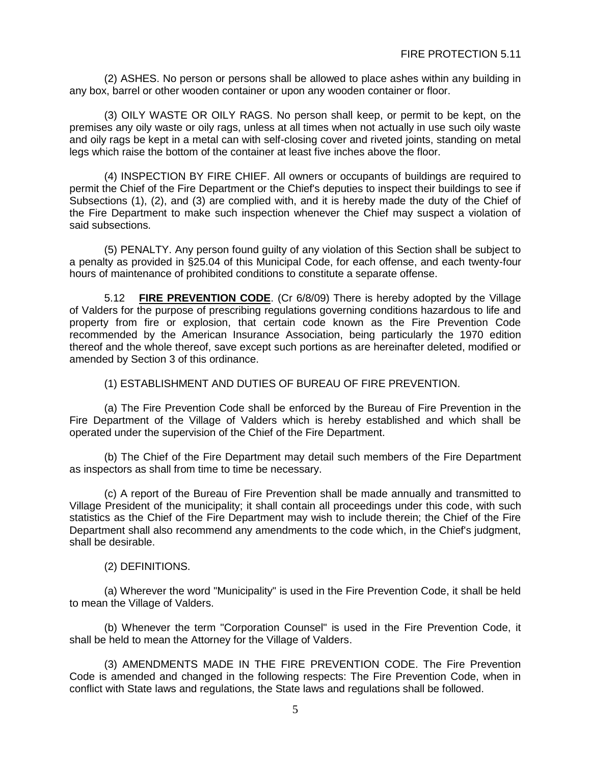(2) ASHES. No person or persons shall be allowed to place ashes within any building in any box, barrel or other wooden container or upon any wooden container or floor.

(3) OILY WASTE OR OILY RAGS. No person shall keep, or permit to be kept, on the premises any oily waste or oily rags, unless at all times when not actually in use such oily waste and oily rags be kept in a metal can with self-closing cover and riveted joints, standing on metal legs which raise the bottom of the container at least five inches above the floor.

(4) INSPECTION BY FIRE CHIEF. All owners or occupants of buildings are required to permit the Chief of the Fire Department or the Chief's deputies to inspect their buildings to see if Subsections (1), (2), and (3) are complied with, and it is hereby made the duty of the Chief of the Fire Department to make such inspection whenever the Chief may suspect a violation of said subsections.

(5) PENALTY. Any person found guilty of any violation of this Section shall be subject to a penalty as provided in §25.04 of this Municipal Code, for each offense, and each twenty-four hours of maintenance of prohibited conditions to constitute a separate offense.

5.12 **FIRE PREVENTION CODE**. (Cr 6/8/09) There is hereby adopted by the Village of Valders for the purpose of prescribing regulations governing conditions hazardous to life and property from fire or explosion, that certain code known as the Fire Prevention Code recommended by the American Insurance Association, being particularly the 1970 edition thereof and the whole thereof, save except such portions as are hereinafter deleted, modified or amended by Section 3 of this ordinance.

(1) ESTABLISHMENT AND DUTIES OF BUREAU OF FIRE PREVENTION.

(a) The Fire Prevention Code shall be enforced by the Bureau of Fire Prevention in the Fire Department of the Village of Valders which is hereby established and which shall be operated under the supervision of the Chief of the Fire Department.

(b) The Chief of the Fire Department may detail such members of the Fire Department as inspectors as shall from time to time be necessary.

(c) A report of the Bureau of Fire Prevention shall be made annually and transmitted to Village President of the municipality; it shall contain all proceedings under this code, with such statistics as the Chief of the Fire Department may wish to include therein; the Chief of the Fire Department shall also recommend any amendments to the code which, in the Chief's judgment, shall be desirable.

(2) DEFINITIONS.

(a) Wherever the word "Municipality" is used in the Fire Prevention Code, it shall be held to mean the Village of Valders.

(b) Whenever the term "Corporation Counsel" is used in the Fire Prevention Code, it shall be held to mean the Attorney for the Village of Valders.

(3) AMENDMENTS MADE IN THE FIRE PREVENTION CODE. The Fire Prevention Code is amended and changed in the following respects: The Fire Prevention Code, when in conflict with State laws and regulations, the State laws and regulations shall be followed.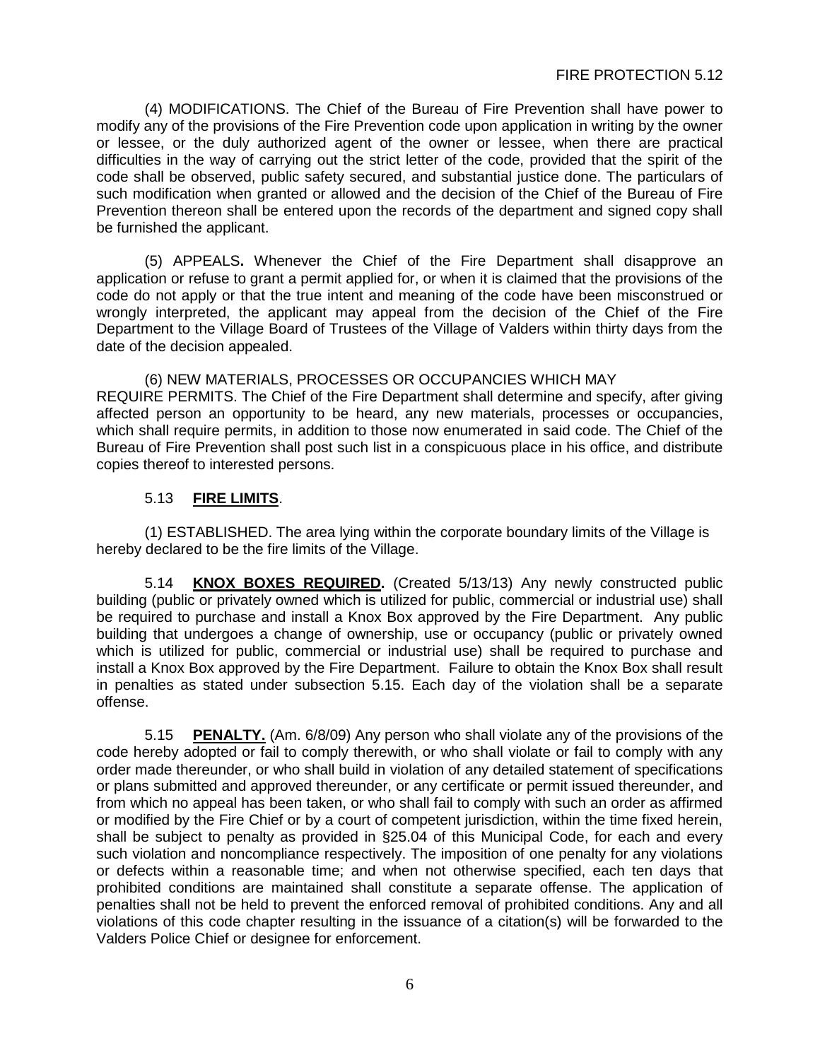(4) MODIFICATIONS. The Chief of the Bureau of Fire Prevention shall have power to modify any of the provisions of the Fire Prevention code upon application in writing by the owner or lessee, or the duly authorized agent of the owner or lessee, when there are practical difficulties in the way of carrying out the strict letter of the code, provided that the spirit of the code shall be observed, public safety secured, and substantial justice done. The particulars of such modification when granted or allowed and the decision of the Chief of the Bureau of Fire Prevention thereon shall be entered upon the records of the department and signed copy shall be furnished the applicant.

(5) APPEALS**.** Whenever the Chief of the Fire Department shall disapprove an application or refuse to grant a permit applied for, or when it is claimed that the provisions of the code do not apply or that the true intent and meaning of the code have been misconstrued or wrongly interpreted, the applicant may appeal from the decision of the Chief of the Fire Department to the Village Board of Trustees of the Village of Valders within thirty days from the date of the decision appealed.

(6) NEW MATERIALS, PROCESSES OR OCCUPANCIES WHICH MAY REQUIRE PERMITS. The Chief of the Fire Department shall determine and specify, after giving affected person an opportunity to be heard, any new materials, processes or occupancies, which shall require permits, in addition to those now enumerated in said code. The Chief of the Bureau of Fire Prevention shall post such list in a conspicuous place in his office, and distribute copies thereof to interested persons.

5.13 **FIRE LIMITS**.

(1) ESTABLISHED. The area lying within the corporate boundary limits of the Village is hereby declared to be the fire limits of the Village.

5.14 **KNOX BOXES REQUIRED.** (Created 5/13/13) Any newly constructed public building (public or privately owned which is utilized for public, commercial or industrial use) shall be required to purchase and install a Knox Box approved by the Fire Department. Any public building that undergoes a change of ownership, use or occupancy (public or privately owned which is utilized for public, commercial or industrial use) shall be required to purchase and install a Knox Box approved by the Fire Department. Failure to obtain the Knox Box shall result in penalties as stated under subsection 5.15. Each day of the violation shall be a separate offense.

5.15 **PENALTY.** (Am. 6/8/09) Any person who shall violate any of the provisions of the code hereby adopted or fail to comply therewith, or who shall violate or fail to comply with any order made thereunder, or who shall build in violation of any detailed statement of specifications or plans submitted and approved thereunder, or any certificate or permit issued thereunder, and from which no appeal has been taken, or who shall fail to comply with such an order as affirmed or modified by the Fire Chief or by a court of competent jurisdiction, within the time fixed herein, shall be subject to penalty as provided in §25.04 of this Municipal Code, for each and every such violation and noncompliance respectively. The imposition of one penalty for any violations or defects within a reasonable time; and when not otherwise specified, each ten days that prohibited conditions are maintained shall constitute a separate offense. The application of penalties shall not be held to prevent the enforced removal of prohibited conditions. Any and all violations of this code chapter resulting in the issuance of a citation(s) will be forwarded to the Valders Police Chief or designee for enforcement.